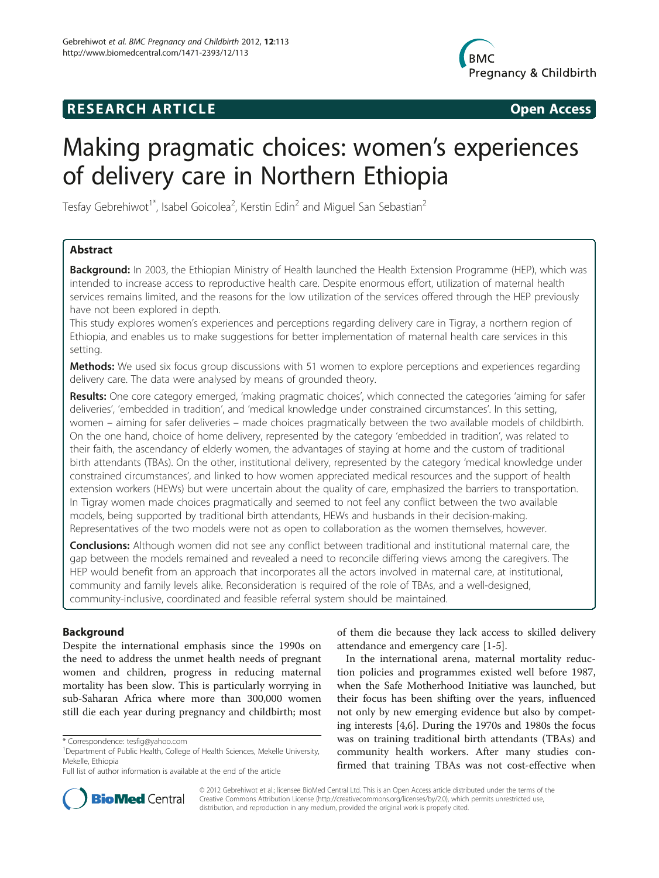**RESEARCH ARTICLE** **Open Access**

# Making pragmatic choices: women's experiences of delivery care in Northern Ethiopia

Tesfay Gebrehiwot[1*], Isabel Goicolea[2], Kerstin Edin[2] and Miguel San Sebastian[2]

## Abstract

**Background:** In 2003, the Ethiopian Ministry of Health launched the Health Extension Programme (HEP), which was intended to increase access to reproductive health care. Despite enormous effort, utilization of maternal health services remains limited, and the reasons for the low utilization of the services offered through the HEP previously have not been explored in depth.

This study explores women's experiences and perceptions regarding delivery care in Tigray, a northern region of Ethiopia, and enables us to make suggestions for better implementation of maternal health care services in this setting.

**Methods:** We used six focus group discussions with 51 women to explore perceptions and experiences regarding delivery care. The data were analysed by means of grounded theory.

**Results:** One core category emerged, 'making pragmatic choices', which connected the categories 'aiming for safer deliveries', 'embedded in tradition', and 'medical knowledge under constrained circumstances'. In this setting, women – aiming for safer deliveries – made choices pragmatically between the two available models of childbirth. On the one hand, choice of home delivery, represented by the category 'embedded in tradition', was related to their faith, the ascendancy of elderly women, the advantages of staying at home and the custom of traditional birth attendants (TBAs). On the other, institutional delivery, represented by the category 'medical knowledge under constrained circumstances', and linked to how women appreciated medical resources and the support of health extension workers (HEWs) but were uncertain about the quality of care, emphasized the barriers to transportation. In Tigray women made choices pragmatically and seemed to not feel any conflict between the two available models, being supported by traditional birth attendants, HEWs and husbands in their decision-making. Representatives of the two models were not as open to collaboration as the women themselves, however.

**Conclusions:** Although women did not see any conflict between traditional and institutional maternal care, the gap between the models remained and revealed a need to reconcile differing views among the caregivers. The HEP would benefit from an approach that incorporates all the actors involved in maternal care, at institutional, community and family levels alike. Reconsideration is required of the role of TBAs, and a well-designed, community-inclusive, coordinated and feasible referral system should be maintained.

## Background

Despite the international emphasis since the 1990s on the need to address the unmet health needs of pregnant women and children, progress in reducing maternal mortality has been slow. This is particularly worrying in sub-Saharan Africa where more than 300,000 women still die each year during pregnancy and childbirth; most of them die because they lack access to skilled delivery attendance and emergency care [1-5].

In the international arena, maternal mortality reduction policies and programmes existed well before 1987, when the Safe Motherhood Initiative was launched, but their focus has been shifting over the years, influenced not only by new emerging evidence but also by competing interests [4,6]. During the 1970s and 1980s the focus was on training traditional birth attendants (TBAs) and community health workers. After many studies confirmed that training TBAs was not cost-effective when

\* Correspondence: tesfig@yahoo.com

[1]Department of Public Health, College of Health Sciences, Mekelle University, Mekelle, Ethiopia

Full list of author information is available at the end of the article

© 2012 Gebrehiwot et al.; licensee BioMed Central Ltd. This is an Open Access article distributed under the terms of the Creative Commons Attribution License (http://creativecommons.org/licenses/by/2.0), which permits unrestricted use, distribution, and reproduction in any medium, provided the original work is properly cited.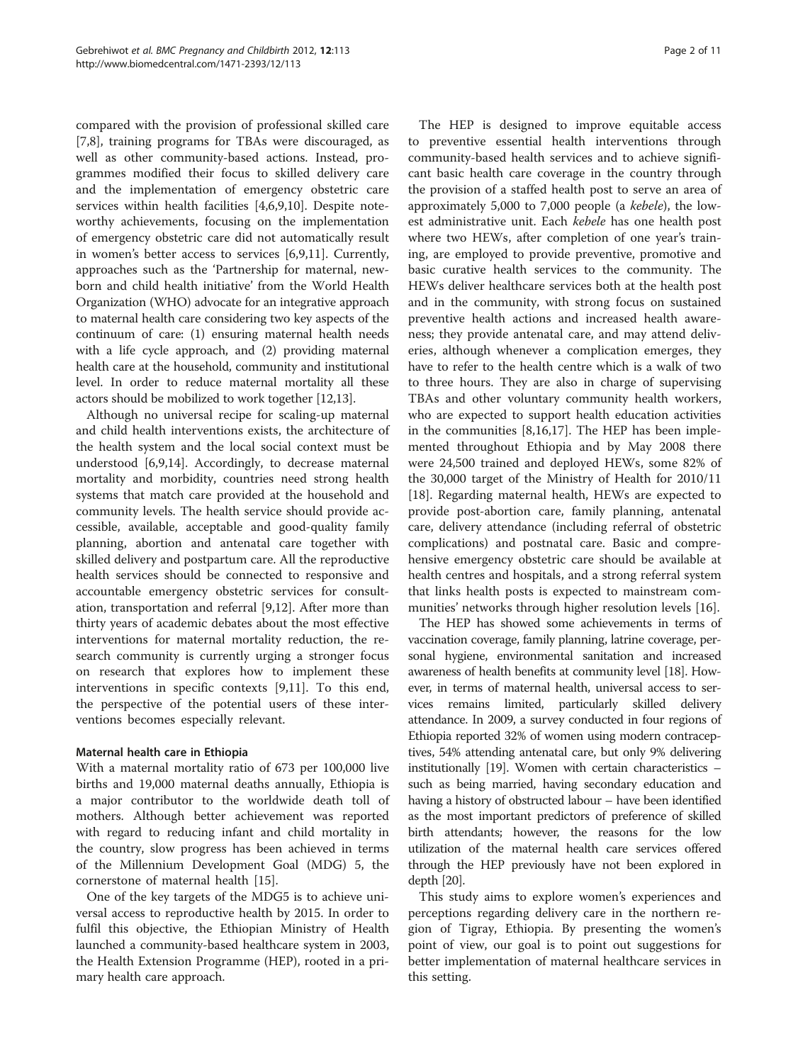compared with the provision of professional skilled care [7,8], training programs for TBAs were discouraged, as well as other community-based actions. Instead, programmes modified their focus to skilled delivery care and the implementation of emergency obstetric care services within health facilities [4,6,9,10]. Despite noteworthy achievements, focusing on the implementation of emergency obstetric care did not automatically result in women's better access to services [6,9,11]. Currently, approaches such as the 'Partnership for maternal, newborn and child health initiative' from the World Health Organization (WHO) advocate for an integrative approach to maternal health care considering two key aspects of the continuum of care: (1) ensuring maternal health needs with a life cycle approach, and (2) providing maternal health care at the household, community and institutional level. In order to reduce maternal mortality all these actors should be mobilized to work together [12,13].

Although no universal recipe for scaling-up maternal and child health interventions exists, the architecture of the health system and the local social context must be understood [6,9,14]. Accordingly, to decrease maternal mortality and morbidity, countries need strong health systems that match care provided at the household and community levels. The health service should provide accessible, available, acceptable and good-quality family planning, abortion and antenatal care together with skilled delivery and postpartum care. All the reproductive health services should be connected to responsive and accountable emergency obstetric services for consultation, transportation and referral [9,12]. After more than thirty years of academic debates about the most effective interventions for maternal mortality reduction, the research community is currently urging a stronger focus on research that explores how to implement these interventions in specific contexts [9,11]. To this end, the perspective of the potential users of these interventions becomes especially relevant.

### Maternal health care in Ethiopia

With a maternal mortality ratio of 673 per 100,000 live births and 19,000 maternal deaths annually, Ethiopia is a major contributor to the worldwide death toll of mothers. Although better achievement was reported with regard to reducing infant and child mortality in the country, slow progress has been achieved in terms of the Millennium Development Goal (MDG) 5, the cornerstone of maternal health [15].

One of the key targets of the MDG5 is to achieve universal access to reproductive health by 2015. In order to fulfil this objective, the Ethiopian Ministry of Health launched a community-based healthcare system in 2003, the Health Extension Programme (HEP), rooted in a primary health care approach.

The HEP is designed to improve equitable access to preventive essential health interventions through community-based health services and to achieve significant basic health care coverage in the country through the provision of a staffed health post to serve an area of approximately 5,000 to 7,000 people (a *kebele*), the lowest administrative unit. Each *kebele* has one health post where two HEWs, after completion of one year's training, are employed to provide preventive, promotive and basic curative health services to the community. The HEWs deliver healthcare services both at the health post and in the community, with strong focus on sustained preventive health actions and increased health awareness; they provide antenatal care, and may attend deliveries, although whenever a complication emerges, they have to refer to the health centre which is a walk of two to three hours. They are also in charge of supervising TBAs and other voluntary community health workers, who are expected to support health education activities in the communities [8,16,17]. The HEP has been implemented throughout Ethiopia and by May 2008 there were 24,500 trained and deployed HEWs, some 82% of the 30,000 target of the Ministry of Health for 2010/11 [18]. Regarding maternal health, HEWs are expected to provide post-abortion care, family planning, antenatal care, delivery attendance (including referral of obstetric complications) and postnatal care. Basic and comprehensive emergency obstetric care should be available at health centres and hospitals, and a strong referral system that links health posts is expected to mainstream communities' networks through higher resolution levels [16].

The HEP has showed some achievements in terms of vaccination coverage, family planning, latrine coverage, personal hygiene, environmental sanitation and increased awareness of health benefits at community level [18]. However, in terms of maternal health, universal access to services remains limited, particularly skilled delivery attendance. In 2009, a survey conducted in four regions of Ethiopia reported 32% of women using modern contraceptives, 54% attending antenatal care, but only 9% delivering institutionally [19]. Women with certain characteristics – such as being married, having secondary education and having a history of obstructed labour – have been identified as the most important predictors of preference of skilled birth attendants; however, the reasons for the low utilization of the maternal health care services offered through the HEP previously have not been explored in depth [20].

This study aims to explore women's experiences and perceptions regarding delivery care in the northern region of Tigray, Ethiopia. By presenting the women's point of view, our goal is to point out suggestions for better implementation of maternal healthcare services in this setting.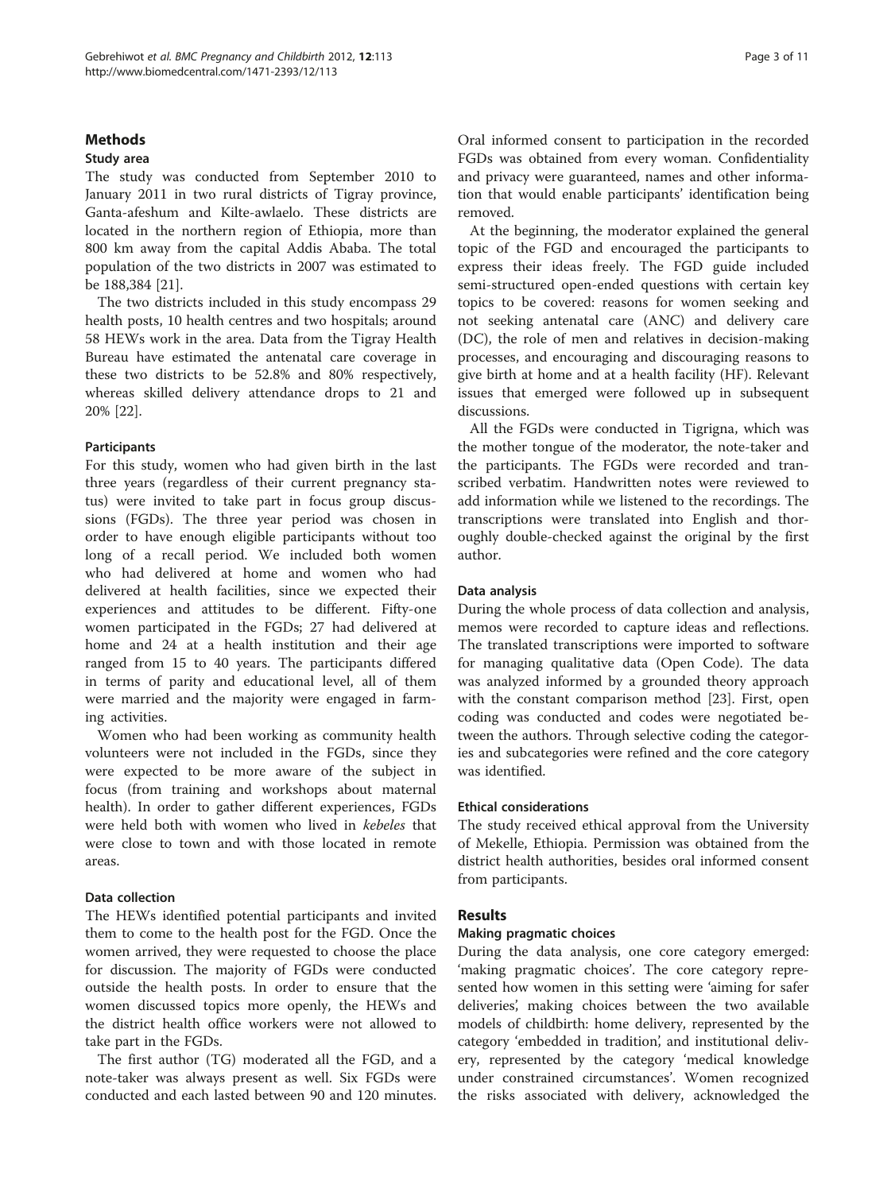## Methods

### Study area

The study was conducted from September 2010 to January 2011 in two rural districts of Tigray province, Ganta-afeshum and Kilte-awlaelo. These districts are located in the northern region of Ethiopia, more than 800 km away from the capital Addis Ababa. The total population of the two districts in 2007 was estimated to be 188,384 [21].

The two districts included in this study encompass 29 health posts, 10 health centres and two hospitals; around 58 HEWs work in the area. Data from the Tigray Health Bureau have estimated the antenatal care coverage in these two districts to be 52.8% and 80% respectively, whereas skilled delivery attendance drops to 21 and 20% [22].

### Participants

For this study, women who had given birth in the last three years (regardless of their current pregnancy status) were invited to take part in focus group discussions (FGDs). The three year period was chosen in order to have enough eligible participants without too long of a recall period. We included both women who had delivered at home and women who had delivered at health facilities, since we expected their experiences and attitudes to be different. Fifty-one women participated in the FGDs; 27 had delivered at home and 24 at a health institution and their age ranged from 15 to 40 years. The participants differed in terms of parity and educational level, all of them were married and the majority were engaged in farming activities.

Women who had been working as community health volunteers were not included in the FGDs, since they were expected to be more aware of the subject in focus (from training and workshops about maternal health). In order to gather different experiences, FGDs were held both with women who lived in *kebeles* that were close to town and with those located in remote areas.

### Data collection

The HEWs identified potential participants and invited them to come to the health post for the FGD. Once the women arrived, they were requested to choose the place for discussion. The majority of FGDs were conducted outside the health posts. In order to ensure that the women discussed topics more openly, the HEWs and the district health office workers were not allowed to take part in the FGDs.

The first author (TG) moderated all the FGD, and a note-taker was always present as well. Six FGDs were conducted and each lasted between 90 and 120 minutes. Oral informed consent to participation in the recorded FGDs was obtained from every woman. Confidentiality and privacy were guaranteed, names and other information that would enable participants' identification being removed.

At the beginning, the moderator explained the general topic of the FGD and encouraged the participants to express their ideas freely. The FGD guide included semi-structured open-ended questions with certain key topics to be covered: reasons for women seeking and not seeking antenatal care (ANC) and delivery care (DC), the role of men and relatives in decision-making processes, and encouraging and discouraging reasons to give birth at home and at a health facility (HF). Relevant issues that emerged were followed up in subsequent discussions.

All the FGDs were conducted in Tigrigna, which was the mother tongue of the moderator, the note-taker and the participants. The FGDs were recorded and transcribed verbatim. Handwritten notes were reviewed to add information while we listened to the recordings. The transcriptions were translated into English and thoroughly double-checked against the original by the first author.

### Data analysis

During the whole process of data collection and analysis, memos were recorded to capture ideas and reflections. The translated transcriptions were imported to software for managing qualitative data (Open Code). The data was analyzed informed by a grounded theory approach with the constant comparison method [23]. First, open coding was conducted and codes were negotiated between the authors. Through selective coding the categories and subcategories were refined and the core category was identified.

### Ethical considerations

The study received ethical approval from the University of Mekelle, Ethiopia. Permission was obtained from the district health authorities, besides oral informed consent from participants.

## Results

### Making pragmatic choices

During the data analysis, one core category emerged: 'making pragmatic choices'. The core category represented how women in this setting were 'aiming for safer deliveries', making choices between the two available models of childbirth: home delivery, represented by the category 'embedded in tradition', and institutional delivery, represented by the category 'medical knowledge under constrained circumstances'. Women recognized the risks associated with delivery, acknowledged the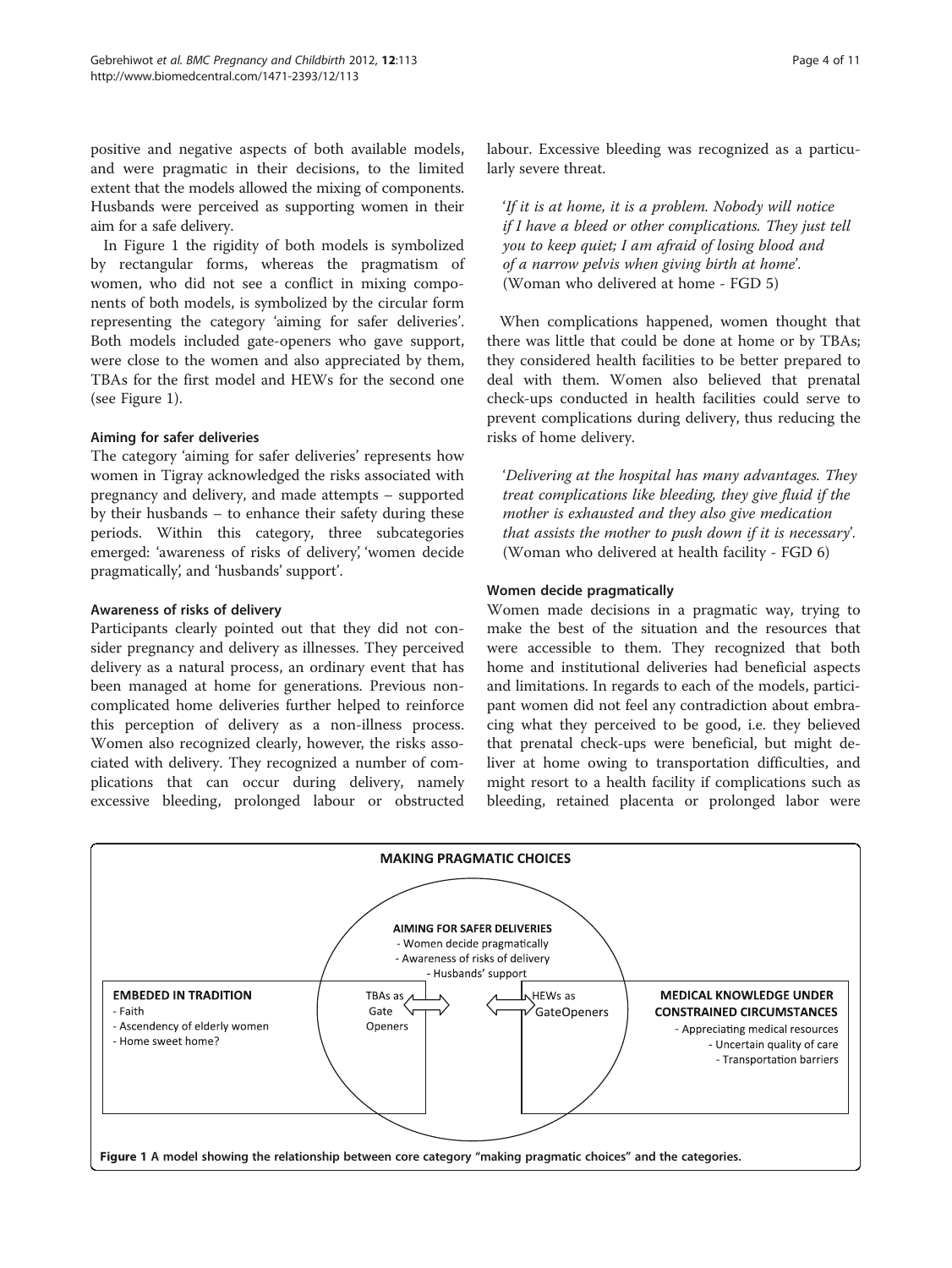positive and negative aspects of both available models, and were pragmatic in their decisions, to the limited extent that the models allowed the mixing of components. Husbands were perceived as supporting women in their aim for a safe delivery.

In Figure 1 the rigidity of both models is symbolized by rectangular forms, whereas the pragmatism of women, who did not see a conflict in mixing components of both models, is symbolized by the circular form representing the category 'aiming for safer deliveries'. Both models included gate-openers who gave support, were close to the women and also appreciated by them, TBAs for the first model and HEWs for the second one (see Figure 1).

#### Aiming for safer deliveries

The category 'aiming for safer deliveries' represents how women in Tigray acknowledged the risks associated with pregnancy and delivery, and made attempts – supported by their husbands – to enhance their safety during these periods. Within this category, three subcategories emerged: 'awareness of risks of delivery', 'women decide pragmatically', and 'husbands' support'.

#### Awareness of risks of delivery

Participants clearly pointed out that they did not consider pregnancy and delivery as illnesses. They perceived delivery as a natural process, an ordinary event that has been managed at home for generations. Previous non-complicated home deliveries further helped to reinforce this perception of delivery as a non-illness process. Women also recognized clearly, however, the risks associated with delivery. They recognized a number of complications that can occur during delivery, namely excessive bleeding, prolonged labour or obstructed labour. Excessive bleeding was recognized as a particularly severe threat.

> *'If it is at home, it is a problem. Nobody will notice if I have a bleed or other complications. They just tell you to keep quiet; I am afraid of losing blood and of a narrow pelvis when giving birth at home'.* (Woman who delivered at home - FGD 5)

When complications happened, women thought that there was little that could be done at home or by TBAs; they considered health facilities to be better prepared to deal with them. Women also believed that prenatal check-ups conducted in health facilities could serve to prevent complications during delivery, thus reducing the risks of home delivery.

> *'Delivering at the hospital has many advantages. They treat complications like bleeding, they give fluid if the mother is exhausted and they also give medication that assists the mother to push down if it is necessary'.* (Woman who delivered at health facility - FGD 6)

#### Women decide pragmatically

Women made decisions in a pragmatic way, trying to make the best of the situation and the resources that were accessible to them. They recognized that both home and institutional deliveries had beneficial aspects and limitations. In regards to each of the models, participant women did not feel any contradiction about embracing what they perceived to be good, i.e. they believed that prenatal check-ups were beneficial, but might deliver at home owing to transportation difficulties, and might resort to a health facility if complications such as bleeding, retained placenta or prolonged labor were

MAKING PRAGMATIC CHOICES

AIMING FOR SAFER DELIVERIES
- Women decide pragmatically
- Awareness of risks of delivery
- Husbands' support

EMBEDED IN TRADITION
- Faith
- Ascendency of elderly women
- Home sweet home?

TBAs as Gate Openers

HEWs as GateOpeners

MEDICAL KNOWLEDGE UNDER CONSTRAINED CIRCUMSTANCES
- Appreciating medical resources
- Uncertain quality of care
- Transportation barriers

**Figure 1** A model showing the relationship between core category "making pragmatic choices" and the categories.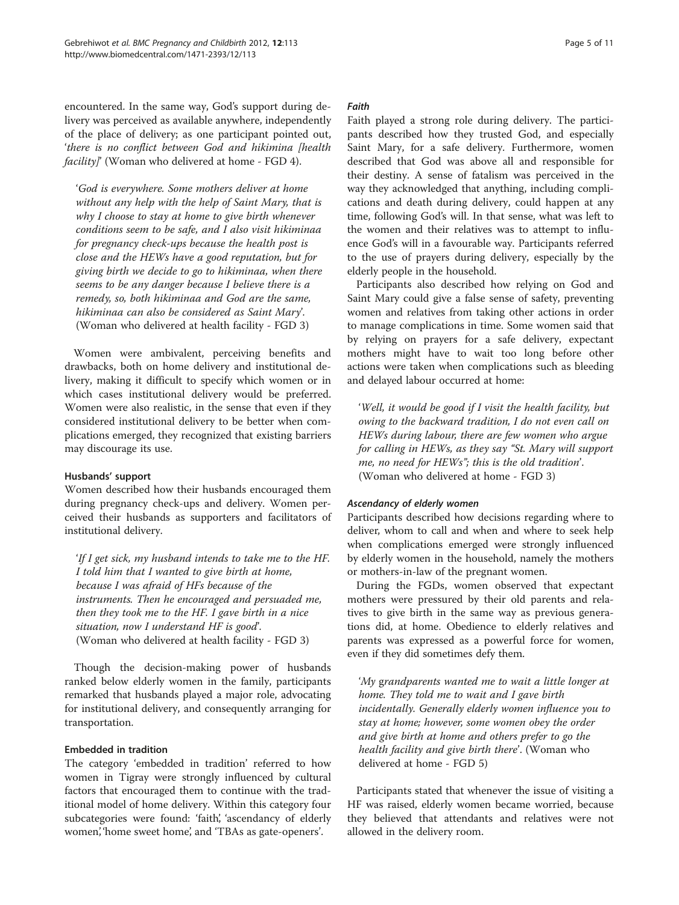encountered. In the same way, God's support during delivery was perceived as available anywhere, independently of the place of delivery; as one participant pointed out, '*there is no conflict between God and hikimina [health facility]*' (Woman who delivered at home - FGD 4).

> '*God is everywhere. Some mothers deliver at home without any help with the help of Saint Mary, that is why I choose to stay at home to give birth whenever conditions seem to be safe, and I also visit hikiminaa for pregnancy check-ups because the health post is close and the HEWs have a good reputation, but for giving birth we decide to go to hikiminaa, when there seems to be any danger because I believe there is a remedy, so, both hikiminaa and God are the same, hikiminaa can also be considered as Saint Mary*'. (Woman who delivered at health facility - FGD 3)

Women were ambivalent, perceiving benefits and drawbacks, both on home delivery and institutional delivery, making it difficult to specify which women or in which cases institutional delivery would be preferred. Women were also realistic, in the sense that even if they considered institutional delivery to be better when complications emerged, they recognized that existing barriers may discourage its use.

#### Husbands' support

Women described how their husbands encouraged them during pregnancy check-ups and delivery. Women perceived their husbands as supporters and facilitators of institutional delivery.

> '*If I get sick, my husband intends to take me to the HF. I told him that I wanted to give birth at home, because I was afraid of HFs because of the instruments. Then he encouraged and persuaded me, then they took me to the HF. I gave birth in a nice situation, now I understand HF is good*'. (Woman who delivered at health facility - FGD 3)

Though the decision-making power of husbands ranked below elderly women in the family, participants remarked that husbands played a major role, advocating for institutional delivery, and consequently arranging for transportation.

#### Embedded in tradition

The category 'embedded in tradition' referred to how women in Tigray were strongly influenced by cultural factors that encouraged them to continue with the traditional model of home delivery. Within this category four subcategories were found: 'faith', 'ascendancy of elderly women', 'home sweet home', and 'TBAs as gate-openers'.

##### *Faith*

Faith played a strong role during delivery. The participants described how they trusted God, and especially Saint Mary, for a safe delivery. Furthermore, women described that God was above all and responsible for their destiny. A sense of fatalism was perceived in the way they acknowledged that anything, including complications and death during delivery, could happen at any time, following God's will. In that sense, what was left to the women and their relatives was to attempt to influence God's will in a favourable way. Participants referred to the use of prayers during delivery, especially by the elderly people in the household.

Participants also described how relying on God and Saint Mary could give a false sense of safety, preventing women and relatives from taking other actions in order to manage complications in time. Some women said that by relying on prayers for a safe delivery, expectant mothers might have to wait too long before other actions were taken when complications such as bleeding and delayed labour occurred at home:

> '*Well, it would be good if I visit the health facility, but owing to the backward tradition, I do not even call on HEWs during labour, there are few women who argue for calling in HEWs, as they say "St. Mary will support me, no need for HEWs"; this is the old tradition*'. (Woman who delivered at home - FGD 3)

##### *Ascendancy of elderly women*

Participants described how decisions regarding where to deliver, whom to call and when and where to seek help when complications emerged were strongly influenced by elderly women in the household, namely the mothers or mothers-in-law of the pregnant women.

During the FGDs, women observed that expectant mothers were pressured by their old parents and relatives to give birth in the same way as previous generations did, at home. Obedience to elderly relatives and parents was expressed as a powerful force for women, even if they did sometimes defy them.

> '*My grandparents wanted me to wait a little longer at home. They told me to wait and I gave birth incidentally. Generally elderly women influence you to stay at home; however, some women obey the order and give birth at home and others prefer to go the health facility and give birth there*'. (Woman who delivered at home - FGD 5)

Participants stated that whenever the issue of visiting a HF was raised, elderly women became worried, because they believed that attendants and relatives were not allowed in the delivery room.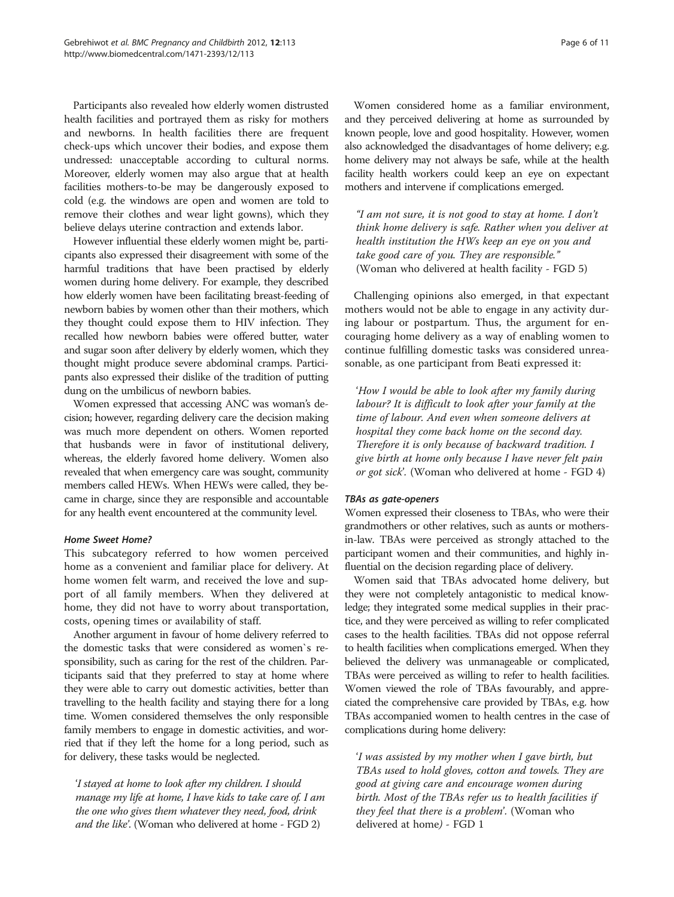Participants also revealed how elderly women distrusted health facilities and portrayed them as risky for mothers and newborns. In health facilities there are frequent check-ups which uncover their bodies, and expose them undressed: unacceptable according to cultural norms. Moreover, elderly women may also argue that at health facilities mothers-to-be may be dangerously exposed to cold (e.g. the windows are open and women are told to remove their clothes and wear light gowns), which they believe delays uterine contraction and extends labor.

However influential these elderly women might be, participants also expressed their disagreement with some of the harmful traditions that have been practised by elderly women during home delivery. For example, they described how elderly women have been facilitating breast-feeding of newborn babies by women other than their mothers, which they thought could expose them to HIV infection. They recalled how newborn babies were offered butter, water and sugar soon after delivery by elderly women, which they thought might produce severe abdominal cramps. Participants also expressed their dislike of the tradition of putting dung on the umbilicus of newborn babies.

Women expressed that accessing ANC was woman's decision; however, regarding delivery care the decision making was much more dependent on others. Women reported that husbands were in favor of institutional delivery, whereas, the elderly favored home delivery. Women also revealed that when emergency care was sought, community members called HEWs. When HEWs were called, they became in charge, since they are responsible and accountable for any health event encountered at the community level.

#### *Home Sweet Home?*

This subcategory referred to how women perceived home as a convenient and familiar place for delivery. At home women felt warm, and received the love and support of all family members. When they delivered at home, they did not have to worry about transportation, costs, opening times or availability of staff.

Another argument in favour of home delivery referred to the domestic tasks that were considered as women`s responsibility, such as caring for the rest of the children. Participants said that they preferred to stay at home where they were able to carry out domestic activities, better than travelling to the health facility and staying there for a long time. Women considered themselves the only responsible family members to engage in domestic activities, and worried that if they left the home for a long period, such as for delivery, these tasks would be neglected.

> *'I stayed at home to look after my children. I should manage my life at home, I have kids to take care of. I am the one who gives them whatever they need, food, drink and the like'.* (Woman who delivered at home - FGD 2)

Women considered home as a familiar environment, and they perceived delivering at home as surrounded by known people, love and good hospitality. However, women also acknowledged the disadvantages of home delivery; e.g. home delivery may not always be safe, while at the health facility health workers could keep an eye on expectant mothers and intervene if complications emerged.

> *"I am not sure, it is not good to stay at home. I don't think home delivery is safe. Rather when you deliver at health institution the HWs keep an eye on you and take good care of you. They are responsible."* (Woman who delivered at health facility - FGD 5)

Challenging opinions also emerged, in that expectant mothers would not be able to engage in any activity during labour or postpartum. Thus, the argument for encouraging home delivery as a way of enabling women to continue fulfilling domestic tasks was considered unreasonable, as one participant from Beati expressed it:

> *'How I would be able to look after my family during labour? It is difficult to look after your family at the time of labour. And even when someone delivers at hospital they come back home on the second day. Therefore it is only because of backward tradition. I give birth at home only because I have never felt pain or got sick'.* (Woman who delivered at home - FGD 4)

#### *TBAs as gate-openers*

Women expressed their closeness to TBAs, who were their grandmothers or other relatives, such as aunts or mothers-in-law. TBAs were perceived as strongly attached to the participant women and their communities, and highly influential on the decision regarding place of delivery.

Women said that TBAs advocated home delivery, but they were not completely antagonistic to medical knowledge; they integrated some medical supplies in their practice, and they were perceived as willing to refer complicated cases to the health facilities. TBAs did not oppose referral to health facilities when complications emerged. When they believed the delivery was unmanageable or complicated, TBAs were perceived as willing to refer to health facilities. Women viewed the role of TBAs favourably, and appreciated the comprehensive care provided by TBAs, e.g. how TBAs accompanied women to health centres in the case of complications during home delivery:

> *'I was assisted by my mother when I gave birth, but TBAs used to hold gloves, cotton and towels. They are good at giving care and encourage women during birth. Most of the TBAs refer us to health facilities if they feel that there is a problem'.* (Woman who delivered at home) - FGD 1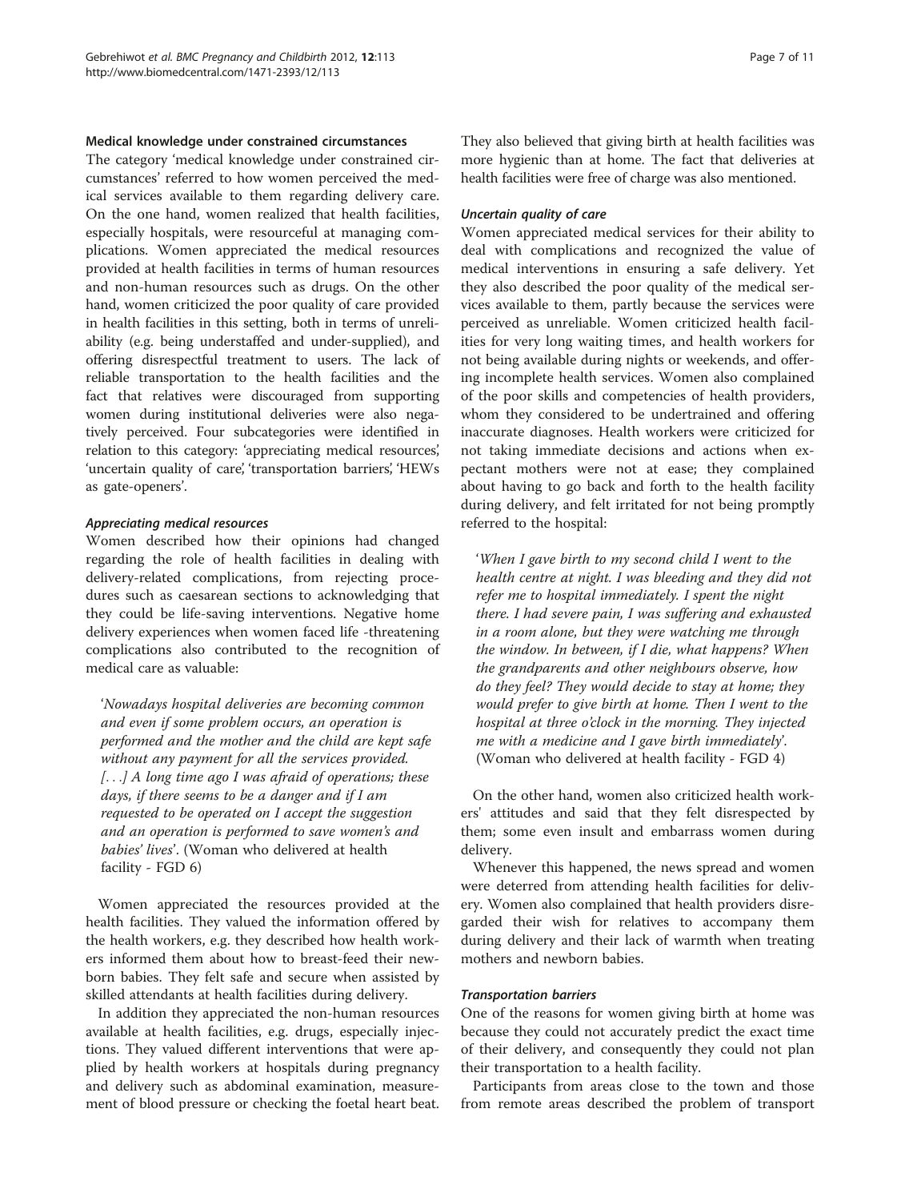#### Medical knowledge under constrained circumstances

The category 'medical knowledge under constrained circumstances' referred to how women perceived the medical services available to them regarding delivery care. On the one hand, women realized that health facilities, especially hospitals, were resourceful at managing complications. Women appreciated the medical resources provided at health facilities in terms of human resources and non-human resources such as drugs. On the other hand, women criticized the poor quality of care provided in health facilities in this setting, both in terms of unreliability (e.g. being understaffed and under-supplied), and offering disrespectful treatment to users. The lack of reliable transportation to the health facilities and the fact that relatives were discouraged from supporting women during institutional deliveries were also negatively perceived. Four subcategories were identified in relation to this category: 'appreciating medical resources', 'uncertain quality of care', 'transportation barriers', 'HEWs as gate-openers'.

##### *Appreciating medical resources*

Women described how their opinions had changed regarding the role of health facilities in dealing with delivery-related complications, from rejecting procedures such as caesarean sections to acknowledging that they could be life-saving interventions. Negative home delivery experiences when women faced life -threatening complications also contributed to the recognition of medical care as valuable:

> '*Nowadays hospital deliveries are becoming common and even if some problem occurs, an operation is performed and the mother and the child are kept safe without any payment for all the services provided. [. . .] A long time ago I was afraid of operations; these days, if there seems to be a danger and if I am requested to be operated on I accept the suggestion and an operation is performed to save women's and babies' lives*'. (Woman who delivered at health facility - FGD 6)

Women appreciated the resources provided at the health facilities. They valued the information offered by the health workers, e.g. they described how health workers informed them about how to breast-feed their newborn babies. They felt safe and secure when assisted by skilled attendants at health facilities during delivery.

In addition they appreciated the non-human resources available at health facilities, e.g. drugs, especially injections. They valued different interventions that were applied by health workers at hospitals during pregnancy and delivery such as abdominal examination, measurement of blood pressure or checking the foetal heart beat. They also believed that giving birth at health facilities was more hygienic than at home. The fact that deliveries at health facilities were free of charge was also mentioned.

##### *Uncertain quality of care*

Women appreciated medical services for their ability to deal with complications and recognized the value of medical interventions in ensuring a safe delivery. Yet they also described the poor quality of the medical services available to them, partly because the services were perceived as unreliable. Women criticized health facilities for very long waiting times, and health workers for not being available during nights or weekends, and offering incomplete health services. Women also complained of the poor skills and competencies of health providers, whom they considered to be undertrained and offering inaccurate diagnoses. Health workers were criticized for not taking immediate decisions and actions when expectant mothers were not at ease; they complained about having to go back and forth to the health facility during delivery, and felt irritated for not being promptly referred to the hospital:

> '*When I gave birth to my second child I went to the health centre at night. I was bleeding and they did not refer me to hospital immediately. I spent the night there. I had severe pain, I was suffering and exhausted in a room alone, but they were watching me through the window. In between, if I die, what happens? When the grandparents and other neighbours observe, how do they feel? They would decide to stay at home; they would prefer to give birth at home. Then I went to the hospital at three o'clock in the morning. They injected me with a medicine and I gave birth immediately*'. (Woman who delivered at health facility - FGD 4)

On the other hand, women also criticized health workers' attitudes and said that they felt disrespected by them; some even insult and embarrass women during delivery.

Whenever this happened, the news spread and women were deterred from attending health facilities for delivery. Women also complained that health providers disregarded their wish for relatives to accompany them during delivery and their lack of warmth when treating mothers and newborn babies.

##### *Transportation barriers*

One of the reasons for women giving birth at home was because they could not accurately predict the exact time of their delivery, and consequently they could not plan their transportation to a health facility.

Participants from areas close to the town and those from remote areas described the problem of transport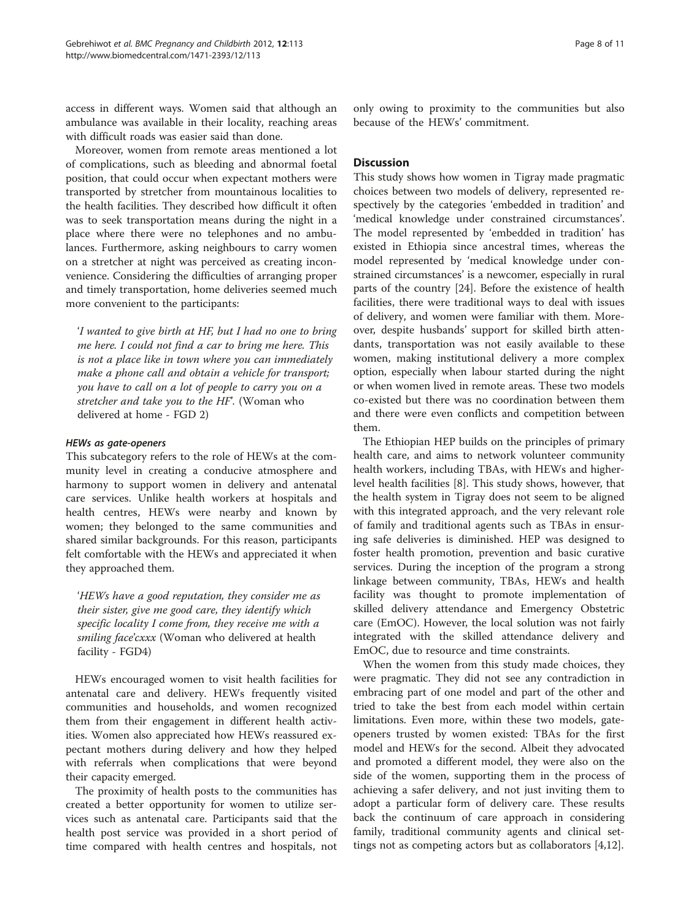access in different ways. Women said that although an ambulance was available in their locality, reaching areas with difficult roads was easier said than done.

Moreover, women from remote areas mentioned a lot of complications, such as bleeding and abnormal foetal position, that could occur when expectant mothers were transported by stretcher from mountainous localities to the health facilities. They described how difficult it often was to seek transportation means during the night in a place where there were no telephones and no ambulances. Furthermore, asking neighbours to carry women on a stretcher at night was perceived as creating inconvenience. Considering the difficulties of arranging proper and timely transportation, home deliveries seemed much more convenient to the participants:

> '*I wanted to give birth at HF, but I had no one to bring me here. I could not find a car to bring me here. This is not a place like in town where you can immediately make a phone call and obtain a vehicle for transport; you have to call on a lot of people to carry you on a stretcher and take you to the HF*'. (Woman who delivered at home - FGD 2)

#### *HEWs as gate-openers*

This subcategory refers to the role of HEWs at the community level in creating a conducive atmosphere and harmony to support women in delivery and antenatal care services. Unlike health workers at hospitals and health centres, HEWs were nearby and known by women; they belonged to the same communities and shared similar backgrounds. For this reason, participants felt comfortable with the HEWs and appreciated it when they approached them.

> '*HEWs have a good reputation, they consider me as their sister, give me good care, they identify which specific locality I come from, they receive me with a smiling face*'*cxxx* (Woman who delivered at health facility - FGD4)

HEWs encouraged women to visit health facilities for antenatal care and delivery. HEWs frequently visited communities and households, and women recognized them from their engagement in different health activities. Women also appreciated how HEWs reassured expectant mothers during delivery and how they helped with referrals when complications that were beyond their capacity emerged.

The proximity of health posts to the communities has created a better opportunity for women to utilize services such as antenatal care. Participants said that the health post service was provided in a short period of time compared with health centres and hospitals, not only owing to proximity to the communities but also because of the HEWs' commitment.

## Discussion

This study shows how women in Tigray made pragmatic choices between two models of delivery, represented respectively by the categories 'embedded in tradition' and 'medical knowledge under constrained circumstances'. The model represented by 'embedded in tradition' has existed in Ethiopia since ancestral times, whereas the model represented by 'medical knowledge under constrained circumstances' is a newcomer, especially in rural parts of the country [24]. Before the existence of health facilities, there were traditional ways to deal with issues of delivery, and women were familiar with them. Moreover, despite husbands' support for skilled birth attendants, transportation was not easily available to these women, making institutional delivery a more complex option, especially when labour started during the night or when women lived in remote areas. These two models co-existed but there was no coordination between them and there were even conflicts and competition between them.

The Ethiopian HEP builds on the principles of primary health care, and aims to network volunteer community health workers, including TBAs, with HEWs and higher-level health facilities [8]. This study shows, however, that the health system in Tigray does not seem to be aligned with this integrated approach, and the very relevant role of family and traditional agents such as TBAs in ensuring safe deliveries is diminished. HEP was designed to foster health promotion, prevention and basic curative services. During the inception of the program a strong linkage between community, TBAs, HEWs and health facility was thought to promote implementation of skilled delivery attendance and Emergency Obstetric care (EmOC). However, the local solution was not fairly integrated with the skilled attendance delivery and EmOC, due to resource and time constraints.

When the women from this study made choices, they were pragmatic. They did not see any contradiction in embracing part of one model and part of the other and tried to take the best from each model within certain limitations. Even more, within these two models, gate-openers trusted by women existed: TBAs for the first model and HEWs for the second. Albeit they advocated and promoted a different model, they were also on the side of the women, supporting them in the process of achieving a safer delivery, and not just inviting them to adopt a particular form of delivery care. These results back the continuum of care approach in considering family, traditional community agents and clinical settings not as competing actors but as collaborators [4,12].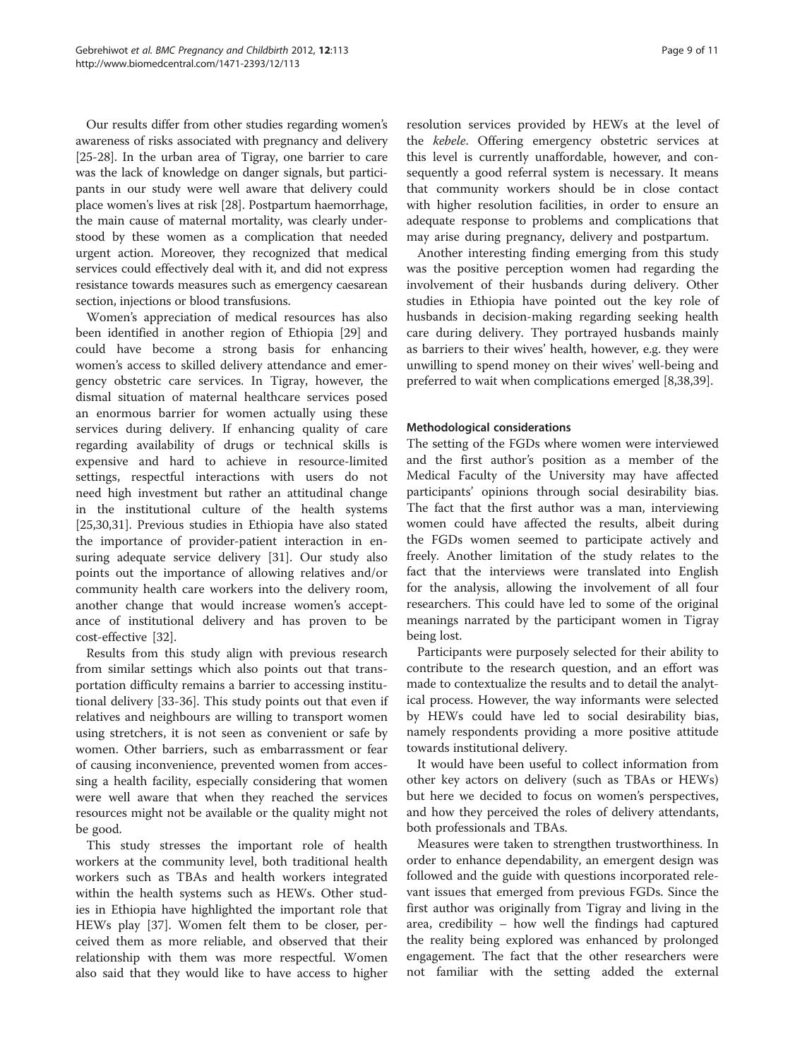Our results differ from other studies regarding women's awareness of risks associated with pregnancy and delivery [25-28]. In the urban area of Tigray, one barrier to care was the lack of knowledge on danger signals, but participants in our study were well aware that delivery could place women's lives at risk [28]. Postpartum haemorrhage, the main cause of maternal mortality, was clearly understood by these women as a complication that needed urgent action. Moreover, they recognized that medical services could effectively deal with it, and did not express resistance towards measures such as emergency caesarean section, injections or blood transfusions.

Women's appreciation of medical resources has also been identified in another region of Ethiopia [29] and could have become a strong basis for enhancing women's access to skilled delivery attendance and emergency obstetric care services. In Tigray, however, the dismal situation of maternal healthcare services posed an enormous barrier for women actually using these services during delivery. If enhancing quality of care regarding availability of drugs or technical skills is expensive and hard to achieve in resource-limited settings, respectful interactions with users do not need high investment but rather an attitudinal change in the institutional culture of the health systems [25,30,31]. Previous studies in Ethiopia have also stated the importance of provider-patient interaction in ensuring adequate service delivery [31]. Our study also points out the importance of allowing relatives and/or community health care workers into the delivery room, another change that would increase women's acceptance of institutional delivery and has proven to be cost-effective [32].

Results from this study align with previous research from similar settings which also points out that transportation difficulty remains a barrier to accessing institutional delivery [33-36]. This study points out that even if relatives and neighbours are willing to transport women using stretchers, it is not seen as convenient or safe by women. Other barriers, such as embarrassment or fear of causing inconvenience, prevented women from accessing a health facility, especially considering that women were well aware that when they reached the services resources might not be available or the quality might not be good.

This study stresses the important role of health workers at the community level, both traditional health workers such as TBAs and health workers integrated within the health systems such as HEWs. Other studies in Ethiopia have highlighted the important role that HEWs play [37]. Women felt them to be closer, perceived them as more reliable, and observed that their relationship with them was more respectful. Women also said that they would like to have access to higher resolution services provided by HEWs at the level of the *kebele*. Offering emergency obstetric services at this level is currently unaffordable, however, and consequently a good referral system is necessary. It means that community workers should be in close contact with higher resolution facilities, in order to ensure an adequate response to problems and complications that may arise during pregnancy, delivery and postpartum.

Another interesting finding emerging from this study was the positive perception women had regarding the involvement of their husbands during delivery. Other studies in Ethiopia have pointed out the key role of husbands in decision-making regarding seeking health care during delivery. They portrayed husbands mainly as barriers to their wives' health, however, e.g. they were unwilling to spend money on their wives' well-being and preferred to wait when complications emerged [8,38,39].

### Methodological considerations

The setting of the FGDs where women were interviewed and the first author's position as a member of the Medical Faculty of the University may have affected participants' opinions through social desirability bias. The fact that the first author was a man, interviewing women could have affected the results, albeit during the FGDs women seemed to participate actively and freely. Another limitation of the study relates to the fact that the interviews were translated into English for the analysis, allowing the involvement of all four researchers. This could have led to some of the original meanings narrated by the participant women in Tigray being lost.

Participants were purposely selected for their ability to contribute to the research question, and an effort was made to contextualize the results and to detail the analytical process. However, the way informants were selected by HEWs could have led to social desirability bias, namely respondents providing a more positive attitude towards institutional delivery.

It would have been useful to collect information from other key actors on delivery (such as TBAs or HEWs) but here we decided to focus on women's perspectives, and how they perceived the roles of delivery attendants, both professionals and TBAs.

Measures were taken to strengthen trustworthiness. In order to enhance dependability, an emergent design was followed and the guide with questions incorporated relevant issues that emerged from previous FGDs. Since the first author was originally from Tigray and living in the area, credibility – how well the findings had captured the reality being explored was enhanced by prolonged engagement. The fact that the other researchers were not familiar with the setting added the external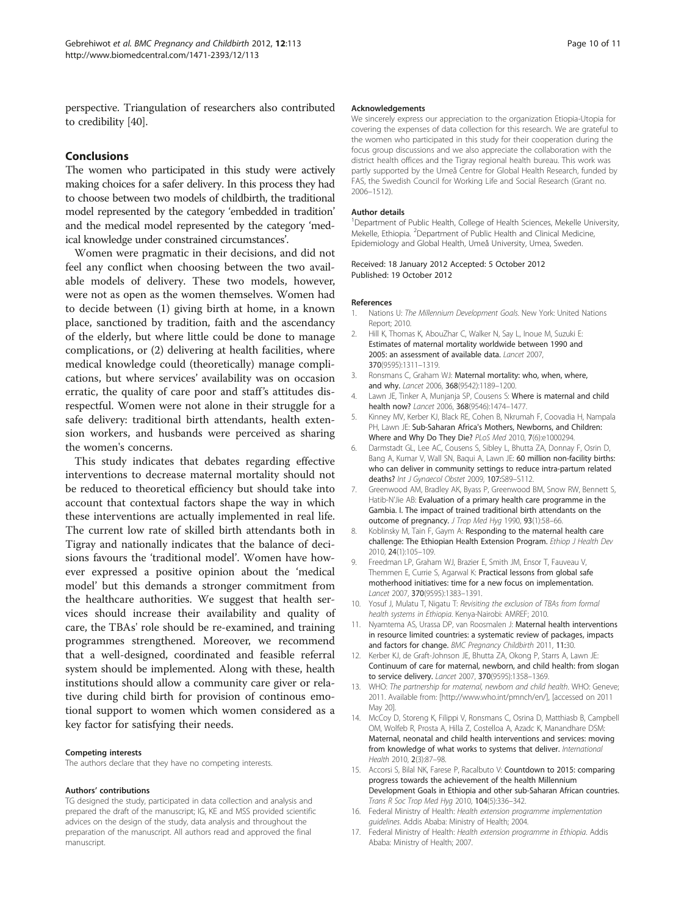perspective. Triangulation of researchers also contributed to credibility [40].

## Conclusions

The women who participated in this study were actively making choices for a safer delivery. In this process they had to choose between two models of childbirth, the traditional model represented by the category 'embedded in tradition' and the medical model represented by the category 'medical knowledge under constrained circumstances'.

Women were pragmatic in their decisions, and did not feel any conflict when choosing between the two available models of delivery. These two models, however, were not as open as the women themselves. Women had to decide between (1) giving birth at home, in a known place, sanctioned by tradition, faith and the ascendancy of the elderly, but where little could be done to manage complications, or (2) delivering at health facilities, where medical knowledge could (theoretically) manage complications, but where services' availability was on occasion erratic, the quality of care poor and staff's attitudes disrespectful. Women were not alone in their struggle for a safe delivery: traditional birth attendants, health extension workers, and husbands were perceived as sharing the women's concerns.

This study indicates that debates regarding effective interventions to decrease maternal mortality should not be reduced to theoretical efficiency but should take into account that contextual factors shape the way in which these interventions are actually implemented in real life. The current low rate of skilled birth attendants both in Tigray and nationally indicates that the balance of decisions favours the 'traditional model'. Women have however expressed a positive opinion about the 'medical model' but this demands a stronger commitment from the healthcare authorities. We suggest that health services should increase their availability and quality of care, the TBAs' role should be re-examined, and training programmes strengthened. Moreover, we recommend that a well-designed, coordinated and feasible referral system should be implemented. Along with these, health institutions should allow a community care giver or relative during child birth for provision of continous emotional support to women which women considered as a key factor for satisfying their needs.

#### Competing interests

The authors declare that they have no competing interests.

#### Authors' contributions

TG designed the study, participated in data collection and analysis and prepared the draft of the manuscript; IG, KE and MSS provided scientific advices on the design of the study, data analysis and throughout the preparation of the manuscript. All authors read and approved the final manuscript.

#### Acknowledgements

We sincerely express our appreciation to the organization Etiopia-Utopia for covering the expenses of data collection for this research. We are grateful to the women who participated in this study for their cooperation during the focus group discussions and we also appreciate the collaboration with the district health offices and the Tigray regional health bureau. This work was partly supported by the Umeå Centre for Global Health Research, funded by FAS, the Swedish Council for Working Life and Social Research (Grant no. 2006–1512).

#### Author details

[1]Department of Public Health, College of Health Sciences, Mekelle University, Mekelle, Ethiopia. [2]Department of Public Health and Clinical Medicine, Epidemiology and Global Health, Umeå University, Umea, Sweden.

Received: 18 January 2012 Accepted: 5 October 2012
Published: 19 October 2012

#### References

1. Nations U: *The Millennium Development Goals*. New York: United Nations Report; 2010.
2. Hill K, Thomas K, AbouZhar C, Walker N, Say L, Inoue M, Suzuki E: **Estimates of maternal mortality worldwide between 1990 and 2005: an assessment of available data.** *Lancet* 2007, **370**(9595):1311–1319.
3. Ronsmans C, Graham WJ: **Maternal mortality: who, when, where, and why.** *Lancet* 2006, **368**(9542):1189–1200.
4. Lawn JE, Tinker A, Munjanja SP, Cousens S: **Where is maternal and child health now?** *Lancet* 2006, **368**(9546):1474–1477.
5. Kinney MV, Kerber KJ, Black RE, Cohen B, Nkrumah F, Coovadia H, Nampala PH, Lawn JE: **Sub-Saharan Africa's Mothers, Newborns, and Children: Where and Why Do They Die?** *PLoS Med* 2010, **7**(6):e1000294.
6. Darmstadt GL, Lee AC, Cousens S, Sibley L, Bhutta ZA, Donnay F, Osrin D, Bang A, Kumar V, Wall SN, Baqui A, Lawn JE: **60 million non-facility births: who can deliver in community settings to reduce intra-partum related deaths?** *Int J Gynaecol Obstet* 2009, **107:**S89–S112.
7. Greenwood AM, Bradley AK, Byass P, Greenwood BM, Snow RW, Bennett S, Hatib-N'Jie AB: **Evaluation of a primary health care programme in the Gambia. I. The impact of trained traditional birth attendants on the outcome of pregnancy.** *J Trop Med Hyg* 1990, **93**(1):58–66.
8. Koblinsky M, Tain F, Gaym A: **Responding to the maternal health care challenge: The Ethiopian Health Extension Program.** *Ethiop J Health Dev* 2010, **24**(1):105–109.
9. Freedman LP, Graham WJ, Brazier E, Smith JM, Ensor T, Fauveau V, Themmen E, Currie S, Agarwal K: **Practical lessons from global safe motherhood initiatives: time for a new focus on implementation.** *Lancet* 2007, **370**(9595):1383–1391.
10. Yosuf J, Mulatu T, Nigatu T: *Revisiting the exclusion of TBAs from formal health systems in Ethiopia*. Kenya-Nairobi: AMREF; 2010.
11. Nyamtema AS, Urassa DP, van Roosmalen J: **Maternal health interventions in resource limited countries: a systematic review of packages, impacts and factors for change.** *BMC Pregnancy Childbirth* 2011, **11:**30.
12. Kerber KJ, de Graft-Johnson JE, Bhutta ZA, Okong P, Starrs A, Lawn JE: **Continuum of care for maternal, newborn, and child health: from slogan to service delivery.** *Lancet* 2007, **370**(9595):1358–1369.
13. WHO: *The partnership for maternal, newborn and child health*. WHO: Geneve; 2011. Available from: [http://www.who.int/pmnch/en/], [accessed on 2011 May 20].
14. McCoy D, Storeng K, Filippi V, Ronsmans C, Osrina D, Matthiasb B, Campbell OM, Wolfeb R, Prosta A, Hilla Z, Costelloa A, Azadc K, Manandhare DSM: **Maternal, neonatal and child health interventions and services: moving from knowledge of what works to systems that deliver.** *International Health* 2010, **2**(3):87–98.
15. Accorsi S, Bilal NK, Farese P, Racalbuto V: **Countdown to 2015: comparing progress towards the achievement of the health Millennium Development Goals in Ethiopia and other sub-Saharan African countries.** *Trans R Soc Trop Med Hyg* 2010, **104**(5):336–342.
16. Federal Ministry of Health: *Health extension programme implementation guidelines*. Addis Ababa: Ministry of Health; 2004.
17. Federal Ministry of Health: *Health extension programme in Ethiopia*. Addis Ababa: Ministry of Health; 2007.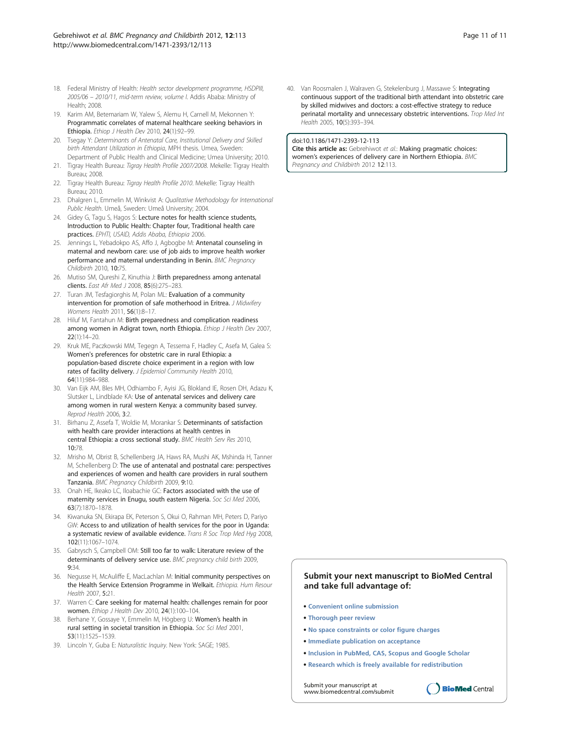18. Federal Ministry of Health: *Health sector development programme, HSDPIII, 2005/06 – 2010/11, mid-term review, volume I*. Addis Ababa: Ministry of Health; 2008.
19. Karim AM, Betemariam W, Yalew S, Alemu H, Carnell M, Mekonnen Y: **Programmatic correlates of maternal healthcare seeking behaviors in Ethiopia.** *Ethiop J Health Dev* 2010, **24**(1):92–99.
20. Tsegay Y: *Determinants of Antenatal Care, Institutional Delivery and Skilled birth Attendant Utilization in Ethiopia*, MPH thesis. Umea, Sweden: Department of Public Health and Clinical Medicine; Umea University; 2010.
21. Tigray Health Bureau: *Tigray Health Profile 2007/2008*. Mekelle: Tigray Health Bureau; 2008.
22. Tigray Health Bureau: *Tigray Health Profile 2010*. Mekelle: Tigray Health Bureau; 2010.
23. Dhalgren L, Emmelin M, Winkvist A: *Qualitative Methodology for International Public Health*. Umeå, Sweden: Umeå University; 2004.
24. Gidey G, Tagu S, Hagos S: **Lecture notes for health science students, Introduction to Public Health: Chapter four, Traditional health care practices.** *EPHTI, USAID, Addis Ababa, Ethiopia* 2006.
25. Jennings L, Yebadokpo AS, Affo J, Agbogbe M: **Antenatal counseling in maternal and newborn care: use of job aids to improve health worker performance and maternal understanding in Benin.** *BMC Pregnancy Childbirth* 2010, **10:**75.
26. Mutiso SM, Qureshi Z, Kinuthia J: **Birth preparedness among antenatal clients.** *East Afr Med J* 2008, **85**(6):275–283.
27. Turan JM, Tesfagiorghis M, Polan ML: **Evaluation of a community intervention for promotion of safe motherhood in Eritrea.** *J Midwifery Womens Health* 2011, **56**(1):8–17.
28. Hiluf M, Fantahun M: **Birth preparedness and complication readiness among women in Adigrat town, north Ethiopia.** *Ethiop J Health Dev* 2007, **22**(1):14–20.
29. Kruk ME, Paczkowski MM, Tegegn A, Tessema F, Hadley C, Asefa M, Galea S: **Women's preferences for obstetric care in rural Ethiopia: a population-based discrete choice experiment in a region with low rates of facility delivery.** *J Epidemiol Community Health* 2010, **64**(11):984–988.
30. Van Eijk AM, Bles MH, Odhiambo F, Ayisi JG, Blokland IE, Rosen DH, Adazu K, Slutsker L, Lindblade KA: **Use of antenatal services and delivery care among women in rural western Kenya: a community based survey.** *Reprod Health* 2006, **3**:2.
31. Birhanu Z, Assefa T, Woldie M, Morankar S: **Determinants of satisfaction with health care provider interactions at health centres in central Ethiopia: a cross sectional study.** *BMC Health Serv Res* 2010, **10:**78.
32. Mrisho M, Obrist B, Schellenberg JA, Haws RA, Mushi AK, Mshinda H, Tanner M, Schellenberg D: **The use of antenatal and postnatal care: perspectives and experiences of women and health care providers in rural southern Tanzania.** *BMC Pregnancy Childbirth* 2009, **9**:10.
33. Onah HE, Ikeako LC, Iloabachie GC: **Factors associated with the use of maternity services in Enugu, south eastern Nigeria.** *Soc Sci Med* 2006, **63**(7):1870–1878.
34. Kiwanuka SN, Ekirapa EK, Peterson S, Okui O, Rahman MH, Peters D, Pariyo GW: **Access to and utilization of health services for the poor in Uganda: a systematic review of available evidence.** *Trans R Soc Trop Med Hyg* 2008, **102**(11):1067–1074.
35. Gabrysch S, Campbell OM: **Still too far to walk: Literature review of the determinants of delivery service use.** *BMC pregnancy child birth* 2009, **9**:34.
36. Negusse H, McAuliffe E, MacLachlan M: **Initial community perspectives on the Health Service Extension Programme in Welkait.** *Ethiopia. Hum Resour Health* 2007, **5**:21.
37. Warren C: **Care seeking for maternal health: challenges remain for poor women.** *Ethiop J Health Dev* 2010, **24**(1):100–104.
38. Berhane Y, Gossaye Y, Emmelin M, Högberg U: **Women's health in rural setting in societal transition in Ethiopia.** *Soc Sci Med* 2001, **53**(11):1525–1539.
39. Lincoln Y, Guba E: *Naturalistic Inquiry*. New York: SAGE; 1985.
40. Van Roosmalen J, Walraven G, Stekelenburg J, Massawe S: **Integrating continuous support of the traditional birth attendant into obstetric care by skilled midwives and doctors: a cost-effective strategy to reduce perinatal mortality and unnecessary obstetric interventions.** *Trop Med Int Health* 2005, **10**(5):393–394.

doi:10.1186/1471-2393-12-113

**Cite this article as:** Gebrehiwot *et al.*: Making pragmatic choices: women's experiences of delivery care in Northern Ethiopia. *BMC Pregnancy and Childbirth* 2012 **12**:113.

**Submit your next manuscript to BioMed Central and take full advantage of:**

- Convenient online submission
- Thorough peer review
- No space constraints or color figure charges
- Immediate publication on acceptance
- Inclusion in PubMed, CAS, Scopus and Google Scholar
- Research which is freely available for redistribution

Submit your manuscript at www.biomedcentral.com/submit

BioMed Central